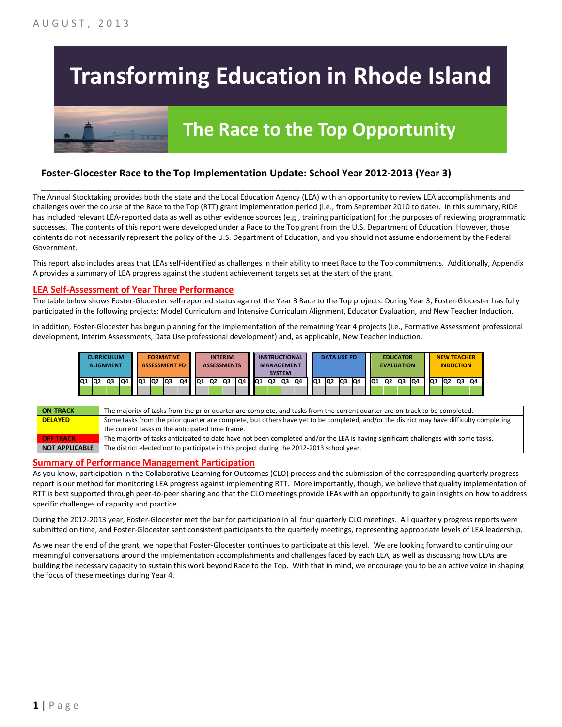AUGUST, 2013

# Transforming Education in Rhode Island

## The Race to the Top Opportunity

### Foster-Glocester Race to the Top Implementation Update: School Year 2012-2013 (Year 3)

The Annual Stocktaking provides both the state and the Local Education Agency (LEA) with an opportunity to review LEA accomplishments and challenges over the course of the Race to the Top (RTT) grant implementation period (i.e., from September 2010 to date). In this summary, RIDE has included relevant LEA-reported data as well as other evidence sources (e.g., training participation) for the purposes of reviewing programmatic successes. The contents of this report were developed under a Race to the Top grant from the U.S. Department of Education. However, those contents do not necessarily represent the policy of the U.S. Department of Education, and you should not assume endorsement by the Federal Government.

This report also includes areas that LEAs self-identified as challenges in their ability to meet Race to the Top commitments. Additionally, Appendix A provides a summary of LEA progress against the student achievement targets set at the start of the grant.

## LEA Self-Assessment of Year Three Performance

The table below shows Foster-Glocester self-reported status against the Year 3 Race to the Top projects. During Year 3, Foster-Glocester has fully participated in the following projects: Model Curriculum and Intensive Curriculum Alignment, Educator Evaluation, and New Teacher Induction.

In addition, Foster-Glocester has begun planning for the implementation of the remaining Year 4 projects (i.e., Formative Assessment professional development, Interim Assessments, Data Use professional development) and, as applicable, New Teacher Induction.

| CURRICULUM ALIGNMENT | | | | FORMATIVE ASSESSMENT PD | | | | INTERIM ASSESSMENTS | | | | INSTRUCTIONAL MANAGEMENT SYSTEM | | | | DATA USE PD | | | | EDUCATOR EVALUATION | | | | NEW TEACHER INDUCTION | | | |
|---|---|---|---|---|---|---|---|---|---|---|---|---|---|---|---|---|---|---|---|---|---|---|---|---|---|---|---|
| Q1 | Q2 | Q3 | Q4 | Q1 | Q2 | Q3 | Q4 | Q1 | Q2 | Q3 | Q4 | Q1 | Q2 | Q3 | Q4 | Q1 | Q2 | Q3 | Q4 | Q1 | Q2 | Q3 | Q4 | Q1 | Q2 | Q3 | Q4 |
| On-Track | On-Track | On-Track | On-Track | Not Applicable | On-Track | Not Applicable | Not Applicable | Not Applicable | Not Applicable | Not Applicable | Not Applicable | On-Track | On-Track | Not Applicable | Not Applicable | Not Applicable | Not Applicable | Not Applicable | Not Applicable | On-Track | On-Track | On-Track | On-Track | On-Track | On-Track | On-Track | On-Track |

| | |
|---|---|
| **ON-TRACK** | The majority of tasks from the prior quarter are complete, and tasks from the current quarter are on-track to be completed. |
| **DELAYED** | Some tasks from the prior quarter are complete, but others have yet to be completed, and/or the district may have difficulty completing the current tasks in the anticipated time frame. |
| **OFF TRACK** | The majority of tasks anticipated to date have not been completed and/or the LEA is having significant challenges with some tasks. |
| **NOT APPLICABLE** | The district elected not to participate in this project during the 2012-2013 school year. |

## Summary of Performance Management Participation

As you know, participation in the Collaborative Learning for Outcomes (CLO) process and the submission of the corresponding quarterly progress report is our method for monitoring LEA progress against implementing RTT. More importantly, though, we believe that quality implementation of RTT is best supported through peer-to-peer sharing and that the CLO meetings provide LEAs with an opportunity to gain insights on how to address specific challenges of capacity and practice.

During the 2012-2013 year, Foster-Glocester met the bar for participation in all four quarterly CLO meetings. All quarterly progress reports were submitted on time, and Foster-Glocester sent consistent participants to the quarterly meetings, representing appropriate levels of LEA leadership.

As we near the end of the grant, we hope that Foster-Glocester continues to participate at this level. We are looking forward to continuing our meaningful conversations around the implementation accomplishments and challenges faced by each LEA, as well as discussing how LEAs are building the necessary capacity to sustain this work beyond Race to the Top. With that in mind, we encourage you to be an active voice in shaping the focus of these meetings during Year 4.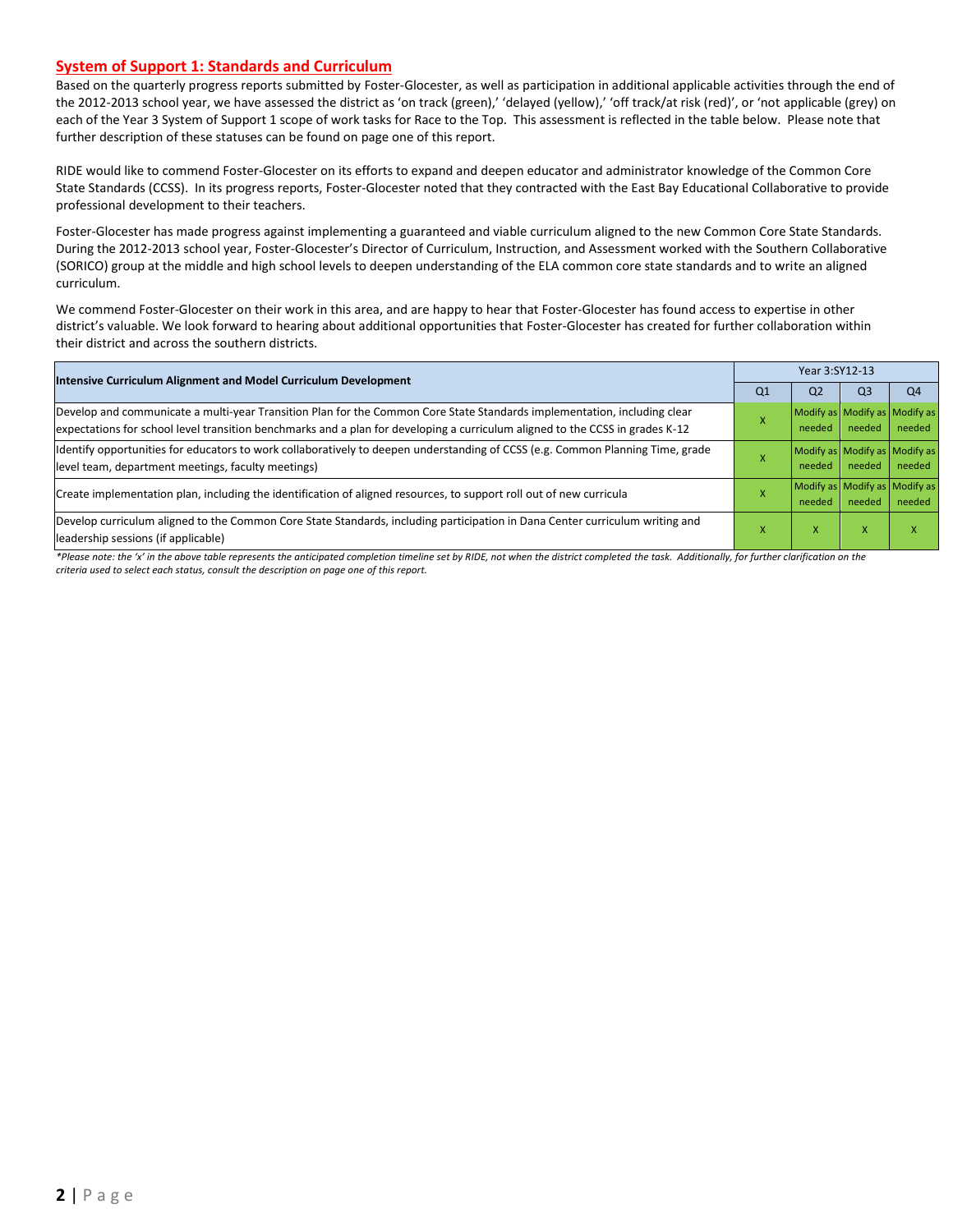## System of Support 1: Standards and Curriculum

Based on the quarterly progress reports submitted by Foster-Glocester, as well as participation in additional applicable activities through the end of the 2012-2013 school year, we have assessed the district as 'on track (green),' 'delayed (yellow),' 'off track/at risk (red)', or 'not applicable (grey) on each of the Year 3 System of Support 1 scope of work tasks for Race to the Top. This assessment is reflected in the table below. Please note that further description of these statuses can be found on page one of this report.

RIDE would like to commend Foster-Glocester on its efforts to expand and deepen educator and administrator knowledge of the Common Core State Standards (CCSS). In its progress reports, Foster-Glocester noted that they contracted with the East Bay Educational Collaborative to provide professional development to their teachers.

Foster-Glocester has made progress against implementing a guaranteed and viable curriculum aligned to the new Common Core State Standards. During the 2012-2013 school year, Foster-Glocester's Director of Curriculum, Instruction, and Assessment worked with the Southern Collaborative (SORICO) group at the middle and high school levels to deepen understanding of the ELA common core state standards and to write an aligned curriculum.

We commend Foster-Glocester on their work in this area, and are happy to hear that Foster-Glocester has found access to expertise in other district's valuable. We look forward to hearing about additional opportunities that Foster-Glocester has created for further collaboration within their district and across the southern districts.

| Intensive Curriculum Alignment and Model Curriculum Development | Year 3:SY12-13 | | | |
|---|---|---|---|---|
| | Q1 | Q2 | Q3 | Q4 |
| Develop and communicate a multi-year Transition Plan for the Common Core State Standards implementation, including clear expectations for school level transition benchmarks and a plan for developing a curriculum aligned to the CCSS in grades K-12 | X | Modify as needed | Modify as needed | Modify as needed |
| Identify opportunities for educators to work collaboratively to deepen understanding of CCSS (e.g. Common Planning Time, grade level team, department meetings, faculty meetings) | X | Modify as needed | Modify as needed | Modify as needed |
| Create implementation plan, including the identification of aligned resources, to support roll out of new curricula | X | Modify as needed | Modify as needed | Modify as needed |
| Develop curriculum aligned to the Common Core State Standards, including participation in Dana Center curriculum writing and leadership sessions (if applicable) | X | X | X | X |

*\*Please note: the 'x' in the above table represents the anticipated completion timeline set by RIDE, not when the district completed the task. Additionally, for further clarification on the criteria used to select each status, consult the description on page one of this report.*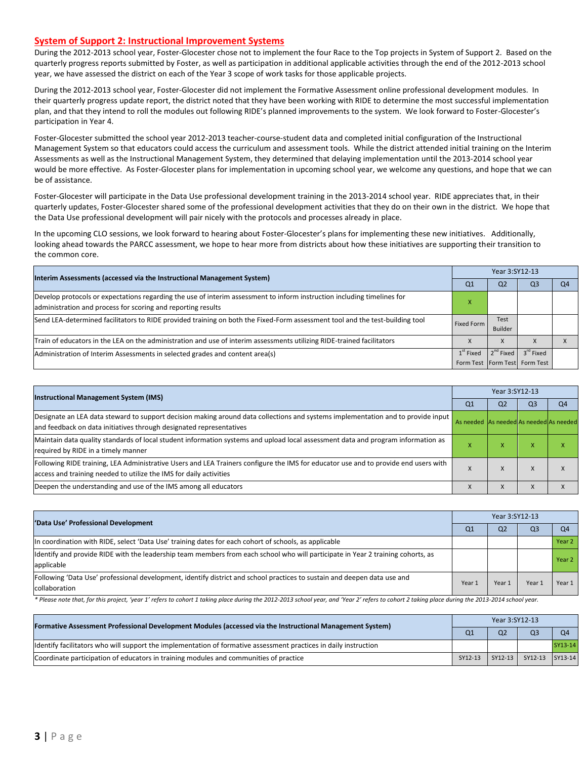## System of Support 2: Instructional Improvement Systems

During the 2012-2013 school year, Foster-Glocester chose not to implement the four Race to the Top projects in System of Support 2. Based on the quarterly progress reports submitted by Foster, as well as participation in additional applicable activities through the end of the 2012-2013 school year, we have assessed the district on each of the Year 3 scope of work tasks for those applicable projects.

During the 2012-2013 school year, Foster-Glocester did not implement the Formative Assessment online professional development modules. In their quarterly progress update report, the district noted that they have been working with RIDE to determine the most successful implementation plan, and that they intend to roll the modules out following RIDE's planned improvements to the system. We look forward to Foster-Glocester's participation in Year 4.

Foster-Glocester submitted the school year 2012-2013 teacher-course-student data and completed initial configuration of the Instructional Management System so that educators could access the curriculum and assessment tools. While the district attended initial training on the Interim Assessments as well as the Instructional Management System, they determined that delaying implementation until the 2013-2014 school year would be more effective. As Foster-Glocester plans for implementation in upcoming school year, we welcome any questions, and hope that we can be of assistance.

Foster-Glocester will participate in the Data Use professional development training in the 2013-2014 school year. RIDE appreciates that, in their quarterly updates, Foster-Glocester shared some of the professional development activities that they do on their own in the district. We hope that the Data Use professional development will pair nicely with the protocols and processes already in place.

In the upcoming CLO sessions, we look forward to hearing about Foster-Glocester's plans for implementing these new initiatives. Additionally, looking ahead towards the PARCC assessment, we hope to hear more from districts about how these initiatives are supporting their transition to the common core.

| Interim Assessments (accessed via the Instructional Management System) | Year 3:SY12-13 | | | |
|---|---|---|---|---|
| | Q1 | Q2 | Q3 | Q4 |
| Develop protocols or expectations regarding the use of interim assessment to inform instruction including timelines for administration and process for scoring and reporting results | X | | | |
| Send LEA-determined facilitators to RIDE provided training on both the Fixed-Form assessment tool and the test-building tool | Fixed Form | Test Builder | | |
| Train of educators in the LEA on the administration and use of interim assessments utilizing RIDE-trained facilitators | X | X | X | X |
| Administration of Interim Assessments in selected grades and content area(s) | 1st Fixed Form Test | 2nd Fixed Form Test | 3rd Fixed Form Test | |

| Instructional Management System (IMS) | Year 3:SY12-13 | | | |
|---|---|---|---|---|
| | Q1 | Q2 | Q3 | Q4 |
| Designate an LEA data steward to support decision making around data collections and systems implementation and to provide input and feedback on data initiatives through designated representatives | As needed | As needed | As needed | As needed |
| Maintain data quality standards of local student information systems and upload local assessment data and program information as required by RIDE in a timely manner | X | X | X | X |
| Following RIDE training, LEA Administrative Users and LEA Trainers configure the IMS for educator use and to provide end users with access and training needed to utilize the IMS for daily activities | X | X | X | X |
| Deepen the understanding and use of the IMS among all educators | X | X | X | X |

| 'Data Use' Professional Development | Year 3:SY12-13 | | | |
|---|---|---|---|---|
| | Q1 | Q2 | Q3 | Q4 |
| In coordination with RIDE, select 'Data Use' training dates for each cohort of schools, as applicable | | | | Year 2 |
| Identify and provide RIDE with the leadership team members from each school who will participate in Year 2 training cohorts, as applicable | | | | Year 2 |
| Following 'Data Use' professional development, identify district and school practices to sustain and deepen data use and collaboration | Year 1 | Year 1 | Year 1 | Year 1 |

*\* Please note that, for this project, 'year 1' refers to cohort 1 taking place during the 2012-2013 school year, and 'Year 2' refers to cohort 2 taking place during the 2013-2014 school year.*

| Formative Assessment Professional Development Modules (accessed via the Instructional Management System) | Year 3:SY12-13 | | | |
|---|---|---|---|---|
| | Q1 | Q2 | Q3 | Q4 |
| Identify facilitators who will support the implementation of formative assessment practices in daily instruction | | | | SY13-14 |
| Coordinate participation of educators in training modules and communities of practice | SY12-13 | SY12-13 | SY12-13 | SY13-14 |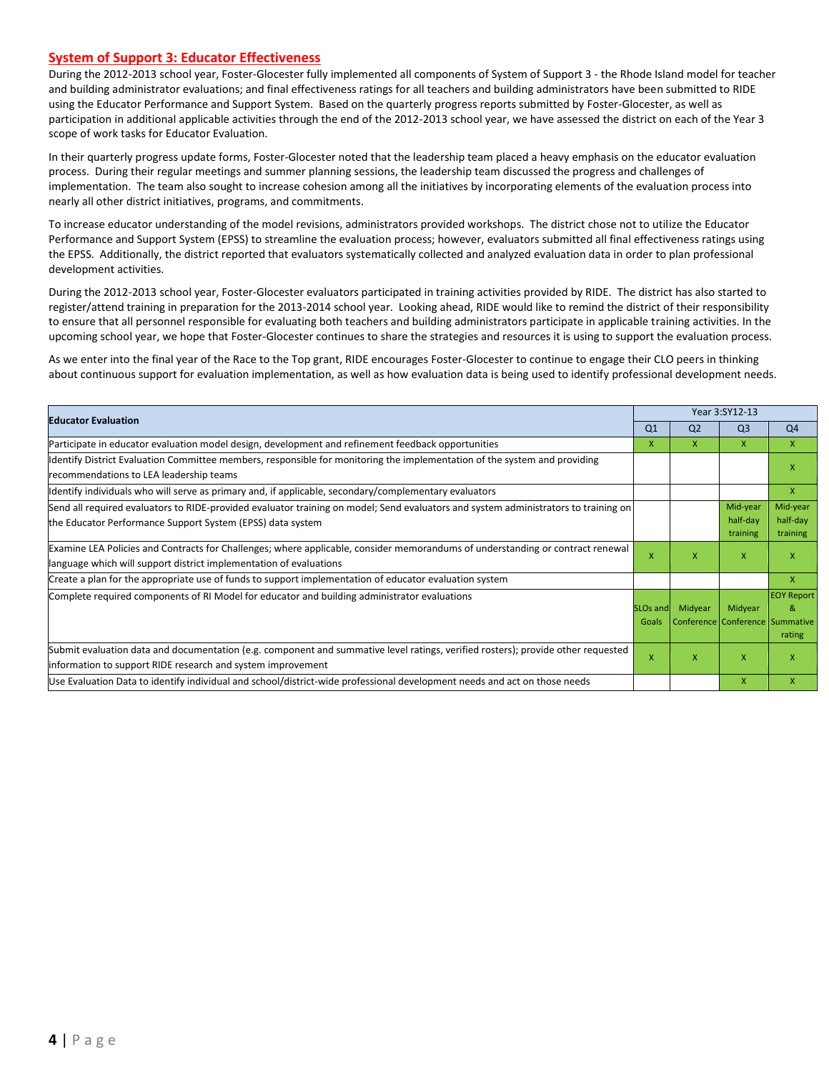## System of Support 3: Educator Effectiveness

During the 2012-2013 school year, Foster-Glocester fully implemented all components of System of Support 3 - the Rhode Island model for teacher and building administrator evaluations; and final effectiveness ratings for all teachers and building administrators have been submitted to RIDE using the Educator Performance and Support System. Based on the quarterly progress reports submitted by Foster-Glocester, as well as participation in additional applicable activities through the end of the 2012-2013 school year, we have assessed the district on each of the Year 3 scope of work tasks for Educator Evaluation.

In their quarterly progress update forms, Foster-Glocester noted that the leadership team placed a heavy emphasis on the educator evaluation process. During their regular meetings and summer planning sessions, the leadership team discussed the progress and challenges of implementation. The team also sought to increase cohesion among all the initiatives by incorporating elements of the evaluation process into nearly all other district initiatives, programs, and commitments.

To increase educator understanding of the model revisions, administrators provided workshops. The district chose not to utilize the Educator Performance and Support System (EPSS) to streamline the evaluation process; however, evaluators submitted all final effectiveness ratings using the EPSS. Additionally, the district reported that evaluators systematically collected and analyzed evaluation data in order to plan professional development activities.

During the 2012-2013 school year, Foster-Glocester evaluators participated in training activities provided by RIDE. The district has also started to register/attend training in preparation for the 2013-2014 school year. Looking ahead, RIDE would like to remind the district of their responsibility to ensure that all personnel responsible for evaluating both teachers and building administrators participate in applicable training activities. In the upcoming school year, we hope that Foster-Glocester continues to share the strategies and resources it is using to support the evaluation process.

As we enter into the final year of the Race to the Top grant, RIDE encourages Foster-Glocester to continue to engage their CLO peers in thinking about continuous support for evaluation implementation, as well as how evaluation data is being used to identify professional development needs.

| Educator Evaluation | Year 3:SY12-13 | | | |
|---|---|---|---|---|
| | Q1 | Q2 | Q3 | Q4 |
| Participate in educator evaluation model design, development and refinement feedback opportunities | X | X | X | X |
| Identify District Evaluation Committee members, responsible for monitoring the implementation of the system and providing recommendations to LEA leadership teams | | | | X |
| Identify individuals who will serve as primary and, if applicable, secondary/complementary evaluators | | | | X |
| Send all required evaluators to RIDE-provided evaluator training on model; Send evaluators and system administrators to training on the Educator Performance Support System (EPSS) data system | | | Mid-year half-day training | Mid-year half-day training |
| Examine LEA Policies and Contracts for Challenges; where applicable, consider memorandums of understanding or contract renewal language which will support district implementation of evaluations | X | X | X | X |
| Create a plan for the appropriate use of funds to support implementation of educator evaluation system | | | | X |
| Complete required components of RI Model for educator and building administrator evaluations | SLOs and Goals | Midyear Conference | Midyear Conference | EOY Report & Summative rating |
| Submit evaluation data and documentation (e.g. component and summative level ratings, verified rosters); provide other requested information to support RIDE research and system improvement | X | X | X | X |
| Use Evaluation Data to identify individual and school/district-wide professional development needs and act on those needs | | | X | X |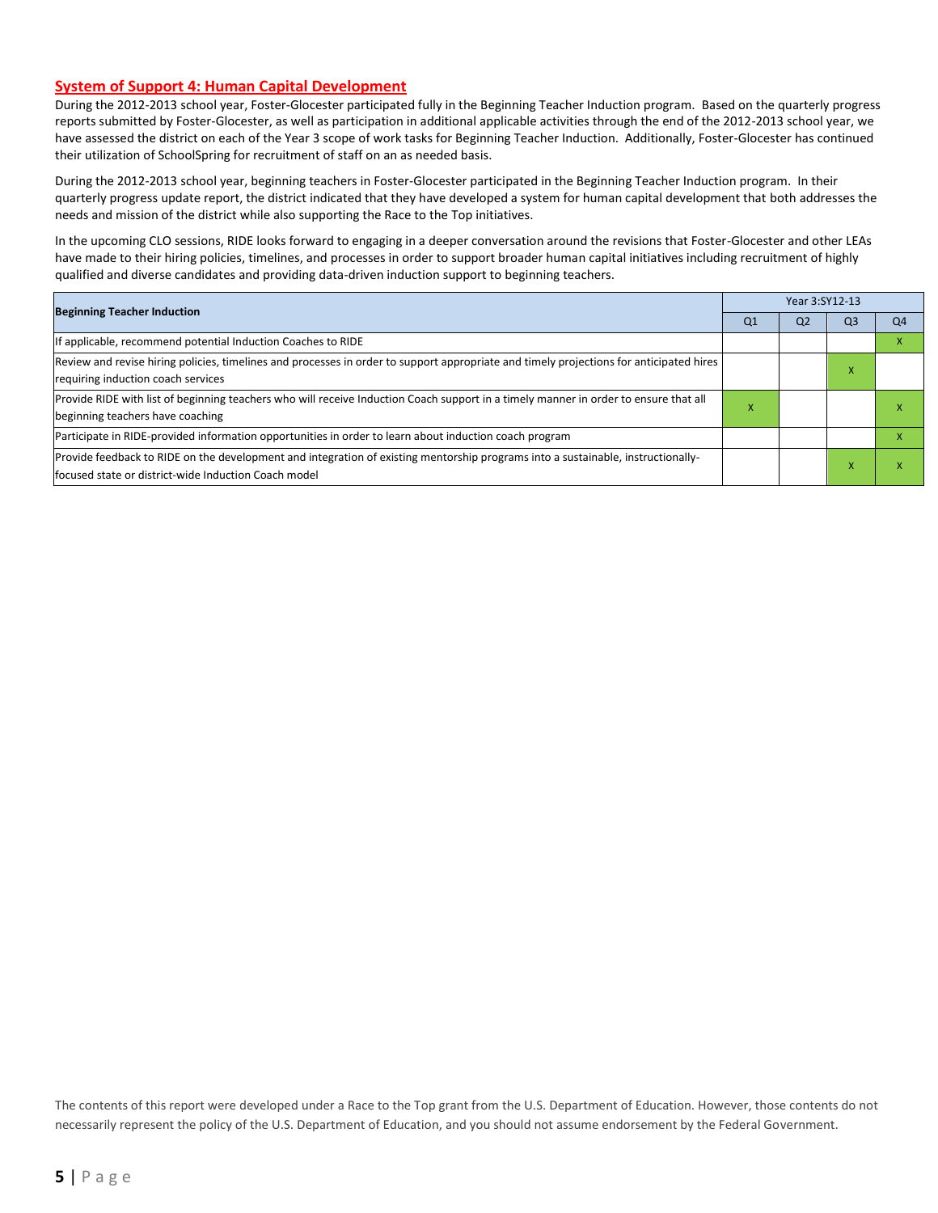## System of Support 4: Human Capital Development

During the 2012-2013 school year, Foster-Glocester participated fully in the Beginning Teacher Induction program. Based on the quarterly progress reports submitted by Foster-Glocester, as well as participation in additional applicable activities through the end of the 2012-2013 school year, we have assessed the district on each of the Year 3 scope of work tasks for Beginning Teacher Induction. Additionally, Foster-Glocester has continued their utilization of SchoolSpring for recruitment of staff on an as needed basis.

During the 2012-2013 school year, beginning teachers in Foster-Glocester participated in the Beginning Teacher Induction program. In their quarterly progress update report, the district indicated that they have developed a system for human capital development that both addresses the needs and mission of the district while also supporting the Race to the Top initiatives.

In the upcoming CLO sessions, RIDE looks forward to engaging in a deeper conversation around the revisions that Foster-Glocester and other LEAs have made to their hiring policies, timelines, and processes in order to support broader human capital initiatives including recruitment of highly qualified and diverse candidates and providing data-driven induction support to beginning teachers.

| Beginning Teacher Induction | Year 3:SY12-13 | | | |
|---|---|---|---|---|
| | Q1 | Q2 | Q3 | Q4 |
| If applicable, recommend potential Induction Coaches to RIDE | | | | X |
| Review and revise hiring policies, timelines and processes in order to support appropriate and timely projections for anticipated hires requiring induction coach services | | | X | |
| Provide RIDE with list of beginning teachers who will receive Induction Coach support in a timely manner in order to ensure that all beginning teachers have coaching | X | | | X |
| Participate in RIDE-provided information opportunities in order to learn about induction coach program | | | | X |
| Provide feedback to RIDE on the development and integration of existing mentorship programs into a sustainable, instructionally-focused state or district-wide Induction Coach model | | | X | X |

The contents of this report were developed under a Race to the Top grant from the U.S. Department of Education. However, those contents do not necessarily represent the policy of the U.S. Department of Education, and you should not assume endorsement by the Federal Government.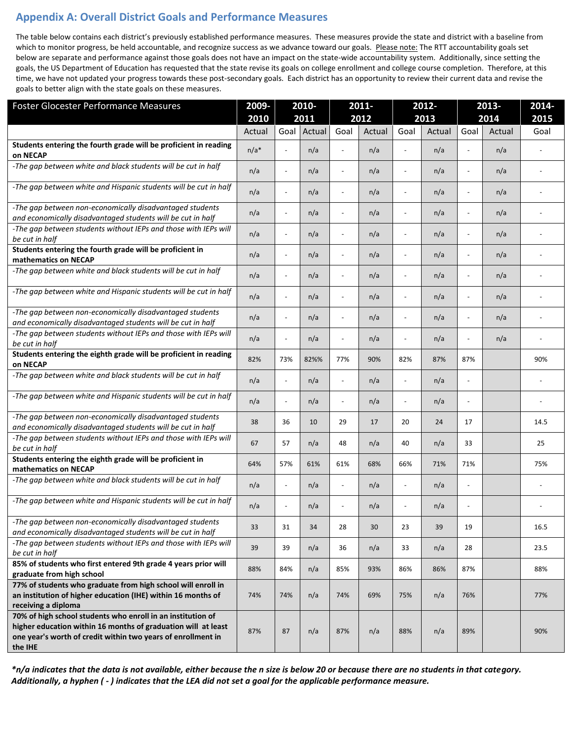## Appendix A: Overall District Goals and Performance Measures

The table below contains each district's previously established performance measures. These measures provide the state and district with a baseline from which to monitor progress, be held accountable, and recognize success as we advance toward our goals. Please note: The RTT accountability goals set below are separate and performance against those goals does not have an impact on the state-wide accountability system. Additionally, since setting the goals, the US Department of Education has requested that the state revise its goals on college enrollment and college course completion. Therefore, at this time, we have not updated your progress towards these post-secondary goals. Each district has an opportunity to review their current data and revise the goals to better align with the state goals on these measures.

| Foster Glocester Performance Measures | 2009-2010 | 2010-2011 | | 2011-2012 | | 2012-2013 | | 2013-2014 | | 2014-2015 |
|---|---|---|---|---|---|---|---|---|---|---|
| | Actual | Goal | Actual | Goal | Actual | Goal | Actual | Goal | Actual | Goal |
| **Students entering the fourth grade will be proficient in reading on NECAP** | n/a* | - | n/a | - | n/a | - | n/a | - | n/a | - |
| *-The gap between white and black students will be cut in half* | n/a | - | n/a | - | n/a | - | n/a | - | n/a | - |
| *-The gap between white and Hispanic students will be cut in half* | n/a | - | n/a | - | n/a | - | n/a | - | n/a | - |
| *-The gap between non-economically disadvantaged students and economically disadvantaged students will be cut in half* | n/a | - | n/a | - | n/a | - | n/a | - | n/a | - |
| *-The gap between students without IEPs and those with IEPs will be cut in half* | n/a | - | n/a | - | n/a | - | n/a | - | n/a | - |
| **Students entering the fourth grade will be proficient in mathematics on NECAP** | n/a | - | n/a | - | n/a | - | n/a | - | n/a | - |
| *-The gap between white and black students will be cut in half* | n/a | - | n/a | - | n/a | - | n/a | - | n/a | - |
| *-The gap between white and Hispanic students will be cut in half* | n/a | - | n/a | - | n/a | - | n/a | - | n/a | - |
| *-The gap between non-economically disadvantaged students and economically disadvantaged students will be cut in half* | n/a | - | n/a | - | n/a | - | n/a | - | n/a | - |
| *-The gap between students without IEPs and those with IEPs will be cut in half* | n/a | - | n/a | - | n/a | - | n/a | - | n/a | - |
| **Students entering the eighth grade will be proficient in reading on NECAP** | 82% | 73% | 82%% | 77% | 90% | 82% | 87% | 87% | | 90% |
| *-The gap between white and black students will be cut in half* | n/a | - | n/a | - | n/a | - | n/a | - | | - |
| *-The gap between white and Hispanic students will be cut in half* | n/a | - | n/a | - | n/a | - | n/a | - | | - |
| *-The gap between non-economically disadvantaged students and economically disadvantaged students will be cut in half* | 38 | 36 | 10 | 29 | 17 | 20 | 24 | 17 | | 14.5 |
| *-The gap between students without IEPs and those with IEPs will be cut in half* | 67 | 57 | n/a | 48 | n/a | 40 | n/a | 33 | | 25 |
| **Students entering the eighth grade will be proficient in mathematics on NECAP** | 64% | 57% | 61% | 61% | 68% | 66% | 71% | 71% | | 75% |
| *-The gap between white and black students will be cut in half* | n/a | - | n/a | - | n/a | - | n/a | - | | - |
| *-The gap between white and Hispanic students will be cut in half* | n/a | - | n/a | - | n/a | - | n/a | - | | - |
| *-The gap between non-economically disadvantaged students and economically disadvantaged students will be cut in half* | 33 | 31 | 34 | 28 | 30 | 23 | 39 | 19 | | 16.5 |
| *-The gap between students without IEPs and those with IEPs will be cut in half* | 39 | 39 | n/a | 36 | n/a | 33 | n/a | 28 | | 23.5 |
| **85% of students who first entered 9th grade 4 years prior will graduate from high school** | 88% | 84% | n/a | 85% | 93% | 86% | 86% | 87% | | 88% |
| **77% of students who graduate from high school will enroll in an institution of higher education (IHE) within 16 months of receiving a diploma** | 74% | 74% | n/a | 74% | 69% | 75% | n/a | 76% | | 77% |
| **70% of high school students who enroll in an institution of higher education within 16 months of graduation will at least one year's worth of credit within two years of enrollment in the IHE** | 87% | 87 | n/a | 87% | n/a | 88% | n/a | 89% | | 90% |

***n/a indicates that the data is not available, either because the n size is below 20 or because there are no students in that category. Additionally, a hyphen ( - ) indicates that the LEA did not set a goal for the applicable performance measure.***